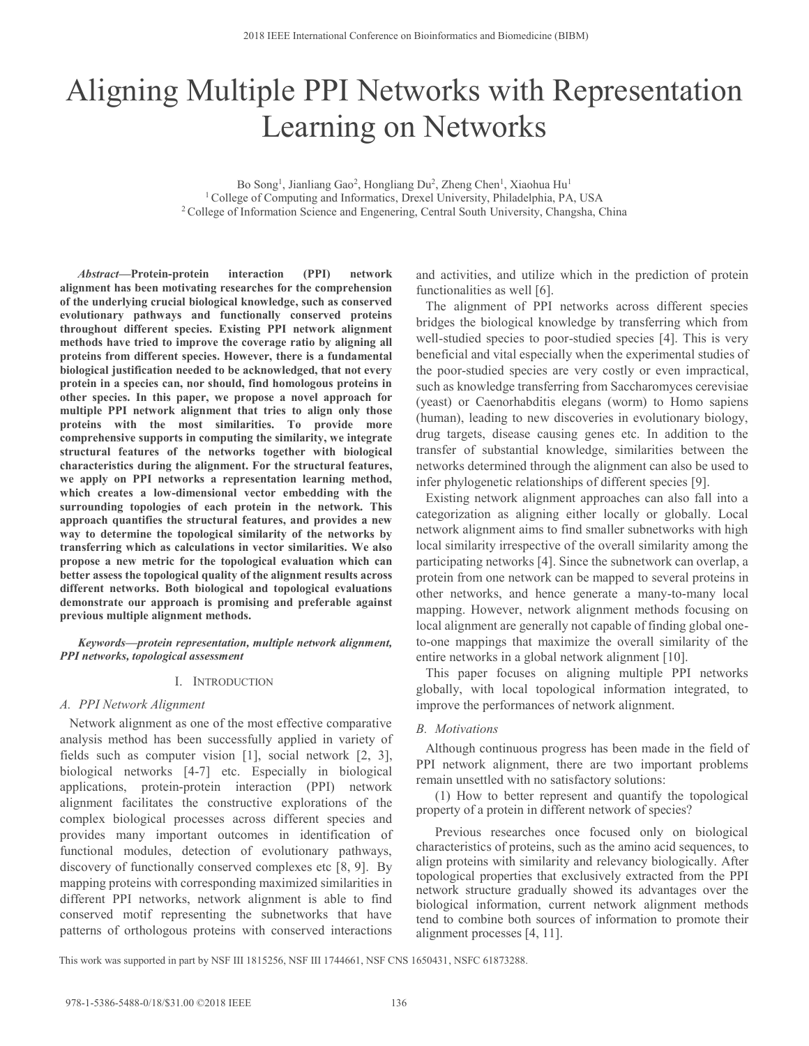// Aligning Multiple PPI Networks with Representation Learning on Networks

Bo Song[1], Jianliang Gao[2], Hongliang Du[2], Zheng Chen[1], Xiaohua Hu[1]

[1] College of Computing and Informatics, Drexel University, Philadelphia, PA, USA

[2] College of Information Science and Engenering, Central South University, Changsha, China

***Abstract*—Protein-protein interaction (PPI) network alignment has been motivating researches for the comprehension of the underlying crucial biological knowledge, such as conserved evolutionary pathways and functionally conserved proteins throughout different species. Existing PPI network alignment methods have tried to improve the coverage ratio by aligning all proteins from different species. However, there is a fundamental biological justification needed to be acknowledged, that not every protein in a species can, nor should, find homologous proteins in other species. In this paper, we propose a novel approach for multiple PPI network alignment that tries to align only those proteins with the most similarities. To provide more comprehensive supports in computing the similarity, we integrate structural features of the networks together with biological characteristics during the alignment. For the structural features, we apply on PPI networks a representation learning method, which creates a low-dimensional vector embedding with the surrounding topologies of each protein in the network. This approach quantifies the structural features, and provides a new way to determine the topological similarity of the networks by transferring which as calculations in vector similarities. We also propose a new metric for the topological evaluation which can better assess the topological quality of the alignment results across different networks. Both biological and topological evaluations demonstrate our approach is promising and preferable against previous multiple alignment methods.**

***Keywords*—protein representation, multiple network alignment, PPI networks, topological assessment**

## I. Introduction

### A. PPI Network Alignment

Network alignment as one of the most effective comparative analysis method has been successfully applied in variety of fields such as computer vision [1], social network [2, 3], biological networks [4-7] etc. Especially in biological applications, protein-protein interaction (PPI) network alignment facilitates the constructive explorations of the complex biological processes across different species and provides many important outcomes in identification of functional modules, detection of evolutionary pathways, discovery of functionally conserved complexes etc [8, 9]. By mapping proteins with corresponding maximized similarities in different PPI networks, network alignment is able to find conserved motif representing the subnetworks that have patterns of orthologous proteins with conserved interactions and activities, and utilize which in the prediction of protein functionalities as well [6].

The alignment of PPI networks across different species bridges the biological knowledge by transferring which from well-studied species to poor-studied species [4]. This is very beneficial and vital especially when the experimental studies of the poor-studied species are very costly or even impractical, such as knowledge transferring from Saccharomyces cerevisiae (yeast) or Caenorhabditis elegans (worm) to Homo sapiens (human), leading to new discoveries in evolutionary biology, drug targets, disease causing genes etc. In addition to the transfer of substantial knowledge, similarities between the networks determined through the alignment can also be used to infer phylogenetic relationships of different species [9].

Existing network alignment approaches can also fall into a categorization as aligning either locally or globally. Local network alignment aims to find smaller subnetworks with high local similarity irrespective of the overall similarity among the participating networks [4]. Since the subnetwork can overlap, a protein from one network can be mapped to several proteins in other networks, and hence generate a many-to-many local mapping. However, network alignment methods focusing on local alignment are generally not capable of finding global one-to-one mappings that maximize the overall similarity of the entire networks in a global network alignment [10].

This paper focuses on aligning multiple PPI networks globally, with local topological information integrated, to improve the performances of network alignment.

### B. Motivations

Although continuous progress has been made in the field of PPI network alignment, there are two important problems remain unsettled with no satisfactory solutions:

(1) How to better represent and quantify the topological property of a protein in different network of species?

Previous researches once focused only on biological characteristics of proteins, such as the amino acid sequences, to align proteins with similarity and relevancy biologically. After topological properties that exclusively extracted from the PPI network structure gradually showed its advantages over the biological information, current network alignment methods tend to combine both sources of information to promote their alignment processes [4, 11].

This work was supported in part by NSF III 1815256, NSF III 1744661, NSF CNS 1650431, NSFC 61873288.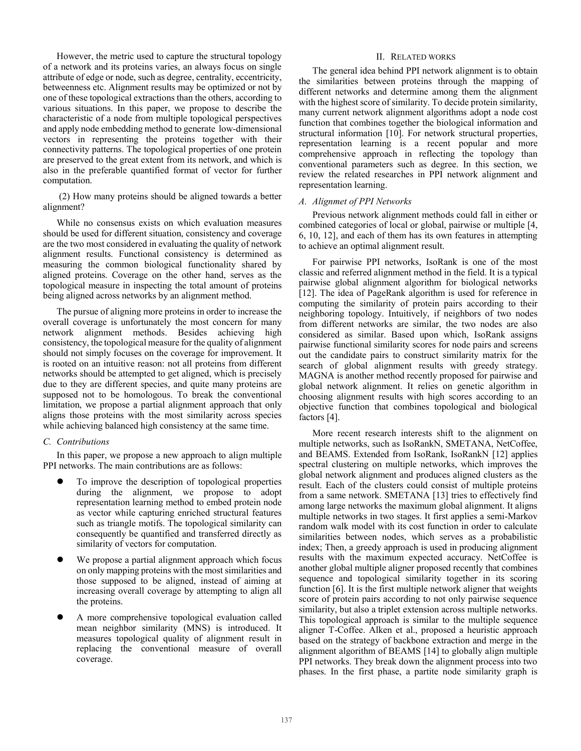However, the metric used to capture the structural topology of a network and its proteins varies, an always focus on single attribute of edge or node, such as degree, centrality, eccentricity, betweenness etc. Alignment results may be optimized or not by one of these topological extractions than the others, according to various situations. In this paper, we propose to describe the characteristic of a node from multiple topological perspectives and apply node embedding method to generate low-dimensional vectors in representing the proteins together with their connectivity patterns. The topological properties of one protein are preserved to the great extent from its network, and which is also in the preferable quantified format of vector for further computation.

(2) How many proteins should be aligned towards a better alignment?

While no consensus exists on which evaluation measures should be used for different situation, consistency and coverage are the two most considered in evaluating the quality of network alignment results. Functional consistency is determined as measuring the common biological functionality shared by aligned proteins. Coverage on the other hand, serves as the topological measure in inspecting the total amount of proteins being aligned across networks by an alignment method.

The pursue of aligning more proteins in order to increase the overall coverage is unfortunately the most concern for many network alignment methods. Besides achieving high consistency, the topological measure for the quality of alignment should not simply focuses on the coverage for improvement. It is rooted on an intuitive reason: not all proteins from different networks should be attempted to get aligned, which is precisely due to they are different species, and quite many proteins are supposed not to be homologous. To break the conventional limitation, we propose a partial alignment approach that only aligns those proteins with the most similarity across species while achieving balanced high consistency at the same time.

### C. Contributions

In this paper, we propose a new approach to align multiple PPI networks. The main contributions are as follows:

- To improve the description of topological properties during the alignment, we propose to adopt representation learning method to embed protein node as vector while capturing enriched structural features such as triangle motifs. The topological similarity can consequently be quantified and transferred directly as similarity of vectors for computation.
- We propose a partial alignment approach which focus on only mapping proteins with the most similarities and those supposed to be aligned, instead of aiming at increasing overall coverage by attempting to align all the proteins.
- A more comprehensive topological evaluation called mean neighbor similarity (MNS) is introduced. It measures topological quality of alignment result in replacing the conventional measure of overall coverage.

## II. Related Works

The general idea behind PPI network alignment is to obtain the similarities between proteins through the mapping of different networks and determine among them the alignment with the highest score of similarity. To decide protein similarity, many current network alignment algorithms adopt a node cost function that combines together the biological information and structural information [10]. For network structural properties, representation learning is a recent popular and more comprehensive approach in reflecting the topology than conventional parameters such as degree. In this section, we review the related researches in PPI network alignment and representation learning.

### A. Alignmet of PPI Networks

Previous network alignment methods could fall in either or combined categories of local or global, pairwise or multiple [4, 6, 10, 12], and each of them has its own features in attempting to achieve an optimal alignment result.

For pairwise PPI networks, IsoRank is one of the most classic and referred alignment method in the field. It is a typical pairwise global alignment algorithm for biological networks [12]. The idea of PageRank algorithm is used for reference in computing the similarity of protein pairs according to their neighboring topology. Intuitively, if neighbors of two nodes from different networks are similar, the two nodes are also considered as similar. Based upon which, IsoRank assigns pairwise functional similarity scores for node pairs and screens out the candidate pairs to construct similarity matrix for the search of global alignment results with greedy strategy. MAGNA is another method recently proposed for pairwise and global network alignment. It relies on genetic algorithm in choosing alignment results with high scores according to an objective function that combines topological and biological factors [4].

More recent research interests shift to the alignment on multiple networks, such as IsoRankN, SMETANA, NetCoffee, and BEAMS. Extended from IsoRank, IsoRankN [12] applies spectral clustering on multiple networks, which improves the global network alignment and produces aligned clusters as the result. Each of the clusters could consist of multiple proteins from a same network. SMETANA [13] tries to effectively find among large networks the maximum global alignment. It aligns multiple networks in two stages. It first applies a semi-Markov random walk model with its cost function in order to calculate similarities between nodes, which serves as a probabilistic index; Then, a greedy approach is used in producing alignment results with the maximum expected accuracy. NetCoffee is another global multiple aligner proposed recently that combines sequence and topological similarity together in its scoring function [6]. It is the first multiple network aligner that weights score of protein pairs according to not only pairwise sequence similarity, but also a triplet extension across multiple networks. This topological approach is similar to the multiple sequence aligner T-Coffee. Alken et al., proposed a heuristic approach based on the strategy of backbone extraction and merge in the alignment algorithm of BEAMS [14] to globally align multiple PPI networks. They break down the alignment process into two phases. In the first phase, a partite node similarity graph is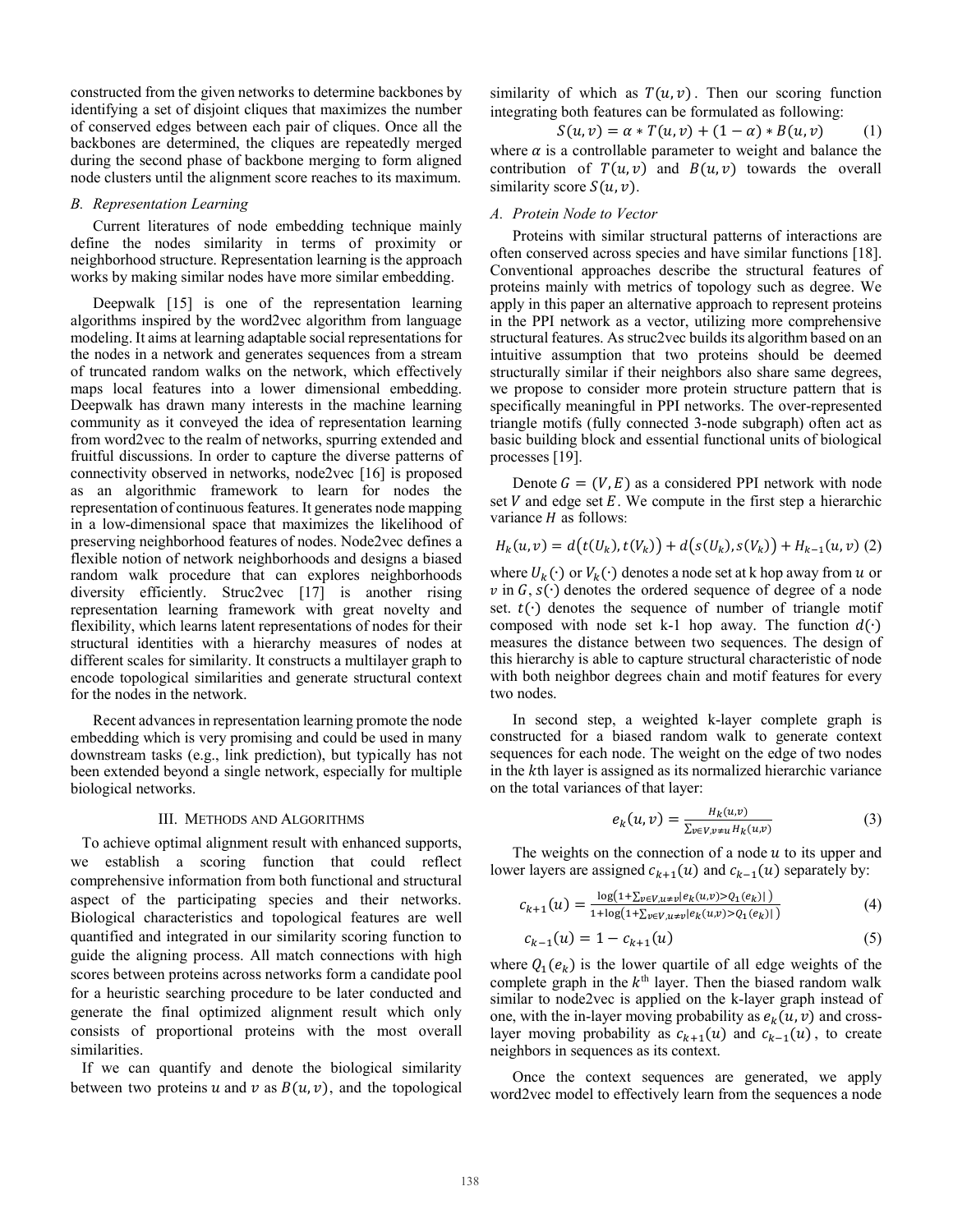constructed from the given networks to determine backbones by identifying a set of disjoint cliques that maximizes the number of conserved edges between each pair of cliques. Once all the backbones are determined, the cliques are repeatedly merged during the second phase of backbone merging to form aligned node clusters until the alignment score reaches to its maximum.

### *B. Representation Learning*

Current literatures of node embedding technique mainly define the nodes similarity in terms of proximity or neighborhood structure. Representation learning is the approach works by making similar nodes have more similar embedding.

Deepwalk [15] is one of the representation learning algorithms inspired by the word2vec algorithm from language modeling. It aims at learning adaptable social representations for the nodes in a network and generates sequences from a stream of truncated random walks on the network, which effectively maps local features into a lower dimensional embedding. Deepwalk has drawn many interests in the machine learning community as it conveyed the idea of representation learning from word2vec to the realm of networks, spurring extended and fruitful discussions. In order to capture the diverse patterns of connectivity observed in networks, node2vec [16] is proposed as an algorithmic framework to learn for nodes the representation of continuous features. It generates node mapping in a low-dimensional space that maximizes the likelihood of preserving neighborhood features of nodes. Node2vec defines a flexible notion of network neighborhoods and designs a biased random walk procedure that can explores neighborhoods diversity efficiently. Struc2vec [17] is another rising representation learning framework with great novelty and flexibility, which learns latent representations of nodes for their structural identities with a hierarchy measures of nodes at different scales for similarity. It constructs a multilayer graph to encode topological similarities and generate structural context for the nodes in the network.

Recent advances in representation learning promote the node embedding which is very promising and could be used in many downstream tasks (e.g., link prediction), but typically has not been extended beyond a single network, especially for multiple biological networks.

## III. Methods and Algorithms

To achieve optimal alignment result with enhanced supports, we establish a scoring function that could reflect comprehensive information from both functional and structural aspect of the participating species and their networks. Biological characteristics and topological features are well quantified and integrated in our similarity scoring function to guide the aligning process. All match connections with high scores between proteins across networks form a candidate pool for a heuristic searching procedure to be later conducted and generate the final optimized alignment result which only consists of proportional proteins with the most overall similarities.

If we can quantify and denote the biological similarity between two proteins $u$ and $v$ as $B(u, v)$, and the topological similarity of which as $T(u, v)$. Then our scoring function integrating both features can be formulated as following:

$$S(u, v) = \alpha * T(u, v) + (1 - \alpha) * B(u, v) \tag{1}$$

where $\alpha$ is a controllable parameter to weight and balance the contribution of $T(u, v)$ and $B(u, v)$ towards the overall similarity score $S(u, v)$.

### *A. Protein Node to Vector*

Proteins with similar structural patterns of interactions are often conserved across species and have similar functions [18]. Conventional approaches describe the structural features of proteins mainly with metrics of topology such as degree. We apply in this paper an alternative approach to represent proteins in the PPI network as a vector, utilizing more comprehensive structural features. As struc2vec builds its algorithm based on an intuitive assumption that two proteins should be deemed structurally similar if their neighbors also share same degrees, we propose to consider more protein structure pattern that is specifically meaningful in PPI networks. The over-represented triangle motifs (fully connected 3-node subgraph) often act as basic building block and essential functional units of biological processes [19].

Denote $G = (V, E)$ as a considered PPI network with node set $V$ and edge set $E$. We compute in the first step a hierarchic variance $H$ as follows:

$$H_k(u, v) = d\big(t(U_k), t(V_k)\big) + d\big(s(U_k), s(V_k)\big) + H_{k-1}(u, v) \tag{2}$$

where $U_k(\cdot)$ or $V_k(\cdot)$ denotes a node set at k hop away from $u$ or $v$ in $G$, $s(\cdot)$ denotes the ordered sequence of degree of a node set. $t(\cdot)$ denotes the sequence of number of triangle motif composed with node set k-1 hop away. The function $d(\cdot)$ measures the distance between two sequences. The design of this hierarchy is able to capture structural characteristic of node with both neighbor degrees chain and motif features for every two nodes.

In second step, a weighted k-layer complete graph is constructed for a biased random walk to generate context sequences for each node. The weight on the edge of two nodes in the $k$th layer is assigned as its normalized hierarchic variance on the total variances of that layer:

$$e_k(u, v) = \frac{H_k(u, v)}{\sum_{v \in V, v \neq u} H_k(u, v)} \tag{3}$$

The weights on the connection of a node $u$ to its upper and lower layers are assigned $c_{k+1}(u)$ and $c_{k-1}(u)$ separately by:

$$c_{k+1}(u) = \frac{\log\big(1 + \sum_{v \in V, u \neq v} |e_k(u, v) > Q_1(e_k)|\big)}{1 + \log\big(1 + \sum_{v \in V, u \neq v} |e_k(u, v) > Q_1(e_k)|\big)} \tag{4}$$

$$c_{k-1}(u) = 1 - c_{k+1}(u) \tag{5}$$

where $Q_1(e_k)$ is the lower quartile of all edge weights of the complete graph in the $k^{\text{th}}$ layer. Then the biased random walk similar to node2vec is applied on the k-layer graph instead of one, with the in-layer moving probability as $e_k(u, v)$ and cross-layer moving probability as $c_{k+1}(u)$ and $c_{k-1}(u)$, to create neighbors in sequences as its context.

Once the context sequences are generated, we apply word2vec model to effectively learn from the sequences a node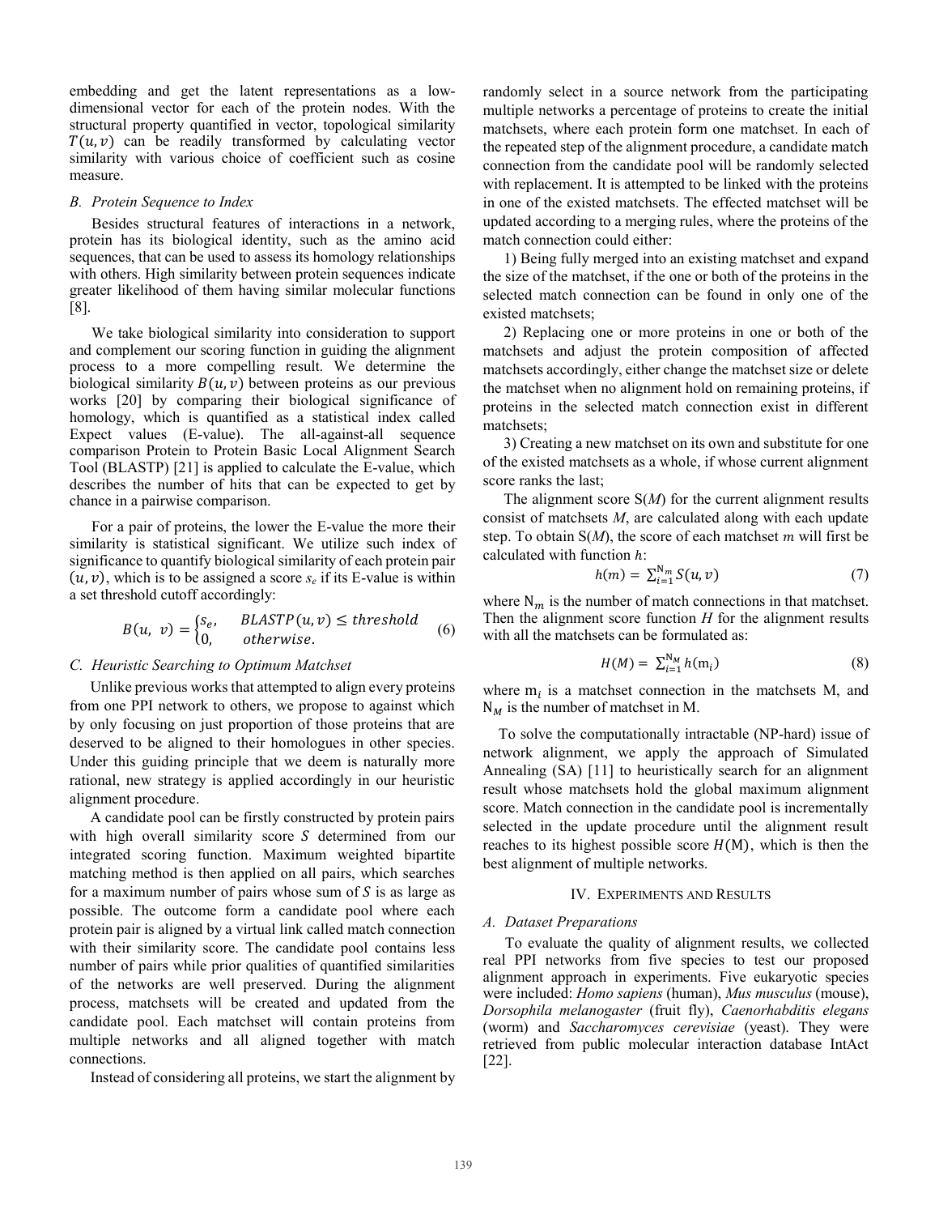embedding and get the latent representations as a low-dimensional vector for each of the protein nodes. With the structural property quantified in vector, topological similarity $T(u, v)$ can be readily transformed by calculating vector similarity with various choice of coefficient such as cosine measure.

### *B. Protein Sequence to Index*

Besides structural features of interactions in a network, protein has its biological identity, such as the amino acid sequences, that can be used to assess its homology relationships with others. High similarity between protein sequences indicate greater likelihood of them having similar molecular functions [8].

We take biological similarity into consideration to support and complement our scoring function in guiding the alignment process to a more compelling result. We determine the biological similarity $B(u, v)$ between proteins as our previous works [20] by comparing their biological significance of homology, which is quantified as a statistical index called Expect values (E-value). The all-against-all sequence comparison Protein to Protein Basic Local Alignment Search Tool (BLASTP) [21] is applied to calculate the E-value, which describes the number of hits that can be expected to get by chance in a pairwise comparison.

For a pair of proteins, the lower the E-value the more their similarity is statistical significant. We utilize such index of significance to quantify biological similarity of each protein pair $(u, v)$, which is to be assigned a score $s_e$ if its E-value is within a set threshold cutoff accordingly:

$$B(u,\ v) = \begin{cases} s_e, & BLASTP(u, v) \leq threshold \\ 0, & otherwise. \end{cases} \tag{6}$$

### *C. Heuristic Searching to Optimum Matchset*

Unlike previous works that attempted to align every proteins from one PPI network to others, we propose to against which by only focusing on just proportion of those proteins that are deserved to be aligned to their homologues in other species. Under this guiding principle that we deem is naturally more rational, new strategy is applied accordingly in our heuristic alignment procedure.

A candidate pool can be firstly constructed by protein pairs with high overall similarity score $S$ determined from our integrated scoring function. Maximum weighted bipartite matching method is then applied on all pairs, which searches for a maximum number of pairs whose sum of $S$ is as large as possible. The outcome form a candidate pool where each protein pair is aligned by a virtual link called match connection with their similarity score. The candidate pool contains less number of pairs while prior qualities of quantified similarities of the networks are well preserved. During the alignment process, matchsets will be created and updated from the candidate pool. Each matchset will contain proteins from multiple networks and all aligned together with match connections.

Instead of considering all proteins, we start the alignment by randomly select in a source network from the participating multiple networks a percentage of proteins to create the initial matchsets, where each protein form one matchset. In each of the repeated step of the alignment procedure, a candidate match connection from the candidate pool will be randomly selected with replacement. It is attempted to be linked with the proteins in one of the existed matchsets. The effected matchset will be updated according to a merging rules, where the proteins of the match connection could either:

1) Being fully merged into an existing matchset and expand the size of the matchset, if the one or both of the proteins in the selected match connection can be found in only one of the existed matchsets;

2) Replacing one or more proteins in one or both of the matchsets and adjust the protein composition of affected matchsets accordingly, either change the matchset size or delete the matchset when no alignment hold on remaining proteins, if proteins in the selected match connection exist in different matchsets;

3) Creating a new matchset on its own and substitute for one of the existed matchsets as a whole, if whose current alignment score ranks the last;

The alignment score S(*M*) for the current alignment results consist of matchsets *M*, are calculated along with each update step. To obtain S(*M*), the score of each matchset *m* will first be calculated with function $h$:

$$h(m) = \sum_{i=1}^{N_m} S(u, v) \tag{7}$$

where $N_m$ is the number of match connections in that matchset. Then the alignment score function $H$ for the alignment results with all the matchsets can be formulated as:

$$H(M) = \sum_{i=1}^{N_M} h(m_i) \tag{8}$$

where $m_i$ is a matchset connection in the matchsets M, and $N_M$ is the number of matchset in M.

To solve the computationally intractable (NP-hard) issue of network alignment, we apply the approach of Simulated Annealing (SA) [11] to heuristically search for an alignment result whose matchsets hold the global maximum alignment score. Match connection in the candidate pool is incrementally selected in the update procedure until the alignment result reaches to its highest possible score $H(M)$, which is then the best alignment of multiple networks.

## IV. Experiments and Results

### *A. Dataset Preparations*

To evaluate the quality of alignment results, we collected real PPI networks from five species to test our proposed alignment approach in experiments. Five eukaryotic species were included: *Homo sapiens* (human), *Mus musculus* (mouse), *Dorsophila melanogaster* (fruit fly), *Caenorhabditis elegans* (worm) and *Saccharomyces cerevisiae* (yeast). They were retrieved from public molecular interaction database IntAct [22].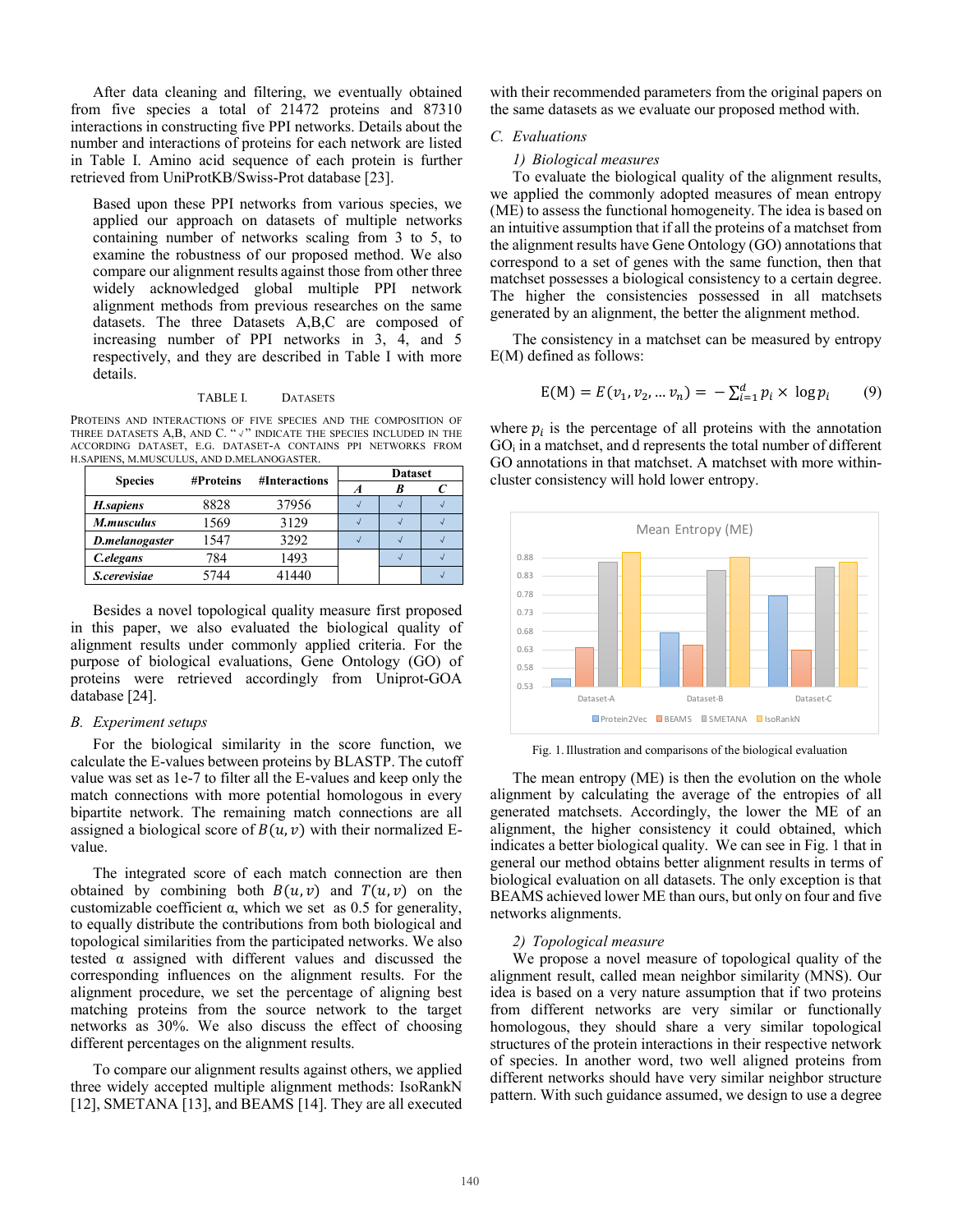After data cleaning and filtering, we eventually obtained from five species a total of 21472 proteins and 87310 interactions in constructing five PPI networks. Details about the number and interactions of proteins for each network are listed in Table I. Amino acid sequence of each protein is further retrieved from UniProtKB/Swiss-Prot database [23].

Based upon these PPI networks from various species, we applied our approach on datasets of multiple networks containing number of networks scaling from 3 to 5, to examine the robustness of our proposed method. We also compare our alignment results against those from other three widely acknowledged global multiple PPI network alignment methods from previous researches on the same datasets. The three Datasets A,B,C are composed of increasing number of PPI networks in 3, 4, and 5 respectively, and they are described in Table I with more details.

TABLE I. DATASETS

PROTEINS AND INTERACTIONS OF FIVE SPECIES AND THE COMPOSITION OF THREE DATASETS A,B, AND C. "√" INDICATE THE SPECIES INCLUDED IN THE ACCORDING DATASET, E.G. DATASET-A CONTAINS PPI NETWORKS FROM H.SAPIENS, M.MUSCULUS, AND D.MELANOGASTER.

| Species | #Proteins | #Interactions | Dataset | | |
|---|---|---|---|---|---|
| | | | *A* | *B* | *C* |
| ***H.sapiens*** | 8828 | 37956 | √ | √ | √ |
| ***M.musculus*** | 1569 | 3129 | √ | √ | √ |
| ***D.melanogaster*** | 1547 | 3292 | √ | √ | √ |
| ***C.elegans*** | 784 | 1493 | | √ | √ |
| ***S.cerevisiae*** | 5744 | 41440 | | | √ |

Besides a novel topological quality measure first proposed in this paper, we also evaluated the biological quality of alignment results under commonly applied criteria. For the purpose of biological evaluations, Gene Ontology (GO) of proteins were retrieved accordingly from Uniprot-GOA database [24].

### B. Experiment setups

For the biological similarity in the score function, we calculate the E-values between proteins by BLASTP. The cutoff value was set as 1e-7 to filter all the E-values and keep only the match connections with more potential homologous in every bipartite network. The remaining match connections are all assigned a biological score of $B(u, v)$ with their normalized E-value.

The integrated score of each match connection are then obtained by combining both $B(u, v)$ and $T(u, v)$ on the customizable coefficient α, which we set as 0.5 for generality, to equally distribute the contributions from both biological and topological similarities from the participated networks. We also tested α assigned with different values and discussed the corresponding influences on the alignment results. For the alignment procedure, we set the percentage of aligning best matching proteins from the source network to the target networks as 30%. We also discuss the effect of choosing different percentages on the alignment results.

To compare our alignment results against others, we applied three widely accepted multiple alignment methods: IsoRankN [12], SMETANA [13], and BEAMS [14]. They are all executed with their recommended parameters from the original papers on the same datasets as we evaluate our proposed method with.

### C. Evaluations

#### 1) Biological measures

To evaluate the biological quality of the alignment results, we applied the commonly adopted measures of mean entropy (ME) to assess the functional homogeneity. The idea is based on an intuitive assumption that if all the proteins of a matchset from the alignment results have Gene Ontology (GO) annotations that correspond to a set of genes with the same function, then that matchset possesses a biological consistency to a certain degree. The higher the consistencies possessed in all matchsets generated by an alignment, the better the alignment method.

The consistency in a matchset can be measured by entropy E(M) defined as follows:

$$\mathrm{E(M)} = E(v_1, v_2, \ldots v_n) = -\sum_{i=1}^{d} p_i \times \log p_i \qquad (9)$$

where $p_i$ is the percentage of all proteins with the annotation $GO_i$ in a matchset, and d represents the total number of different GO annotations in that matchset. A matchset with more within-cluster consistency will hold lower entropy.

Fig. 1. Illustration and comparisons of the biological evaluation

The mean entropy (ME) is then the evolution on the whole alignment by calculating the average of the entropies of all generated matchsets. Accordingly, the lower the ME of an alignment, the higher consistency it could obtained, which indicates a better biological quality. We can see in Fig. 1 that in general our method obtains better alignment results in terms of biological evaluation on all datasets. The only exception is that BEAMS achieved lower ME than ours, but only on four and five networks alignments.

#### 2) Topological measure

We propose a novel measure of topological quality of the alignment result, called mean neighbor similarity (MNS). Our idea is based on a very nature assumption that if two proteins from different networks are very similar or functionally homologous, they should share a very similar topological structures of the protein interactions in their respective network of species. In another word, two well aligned proteins from different networks should have very similar neighbor structure pattern. With such guidance assumed, we design to use a degree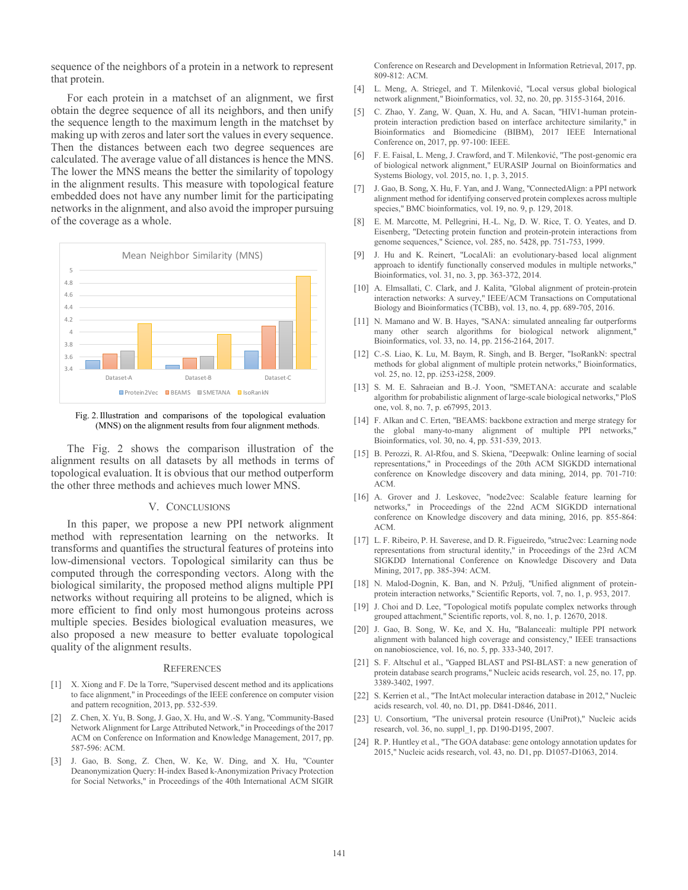sequence of the neighbors of a protein in a network to represent that protein.

For each protein in a matchset of an alignment, we first obtain the degree sequence of all its neighbors, and then unify the sequence length to the maximum length in the matchset by making up with zeros and later sort the values in every sequence. Then the distances between each two degree sequences are calculated. The average value of all distances is hence the MNS. The lower the MNS means the better the similarity of topology in the alignment results. This measure with topological feature embedded does not have any number limit for the participating networks in the alignment, and also avoid the improper pursuing of the coverage as a whole.

Mean Neighbor Similarity (MNS)

5
4.8
4.6
4.4
4.2
4
3.8
3.6
3.4

Dataset-A
Dataset-B
Dataset-C

Protein2Vec
BEAMS
SMETANA
IsoRankN

Fig. 2. Illustration and comparisons of the topological evaluation (MNS) on the alignment results from four alignment methods.

The Fig. 2 shows the comparison illustration of the alignment results on all datasets by all methods in terms of topological evaluation. It is obvious that our method outperform the other three methods and achieves much lower MNS.

## V. Conclusions

In this paper, we propose a new PPI network alignment method with representation learning on the networks. It transforms and quantifies the structural features of proteins into low-dimensional vectors. Topological similarity can thus be computed through the corresponding vectors. Along with the biological similarity, the proposed method aligns multiple PPI networks without requiring all proteins to be aligned, which is more efficient to find only most humongous proteins across multiple species. Besides biological evaluation measures, we also proposed a new measure to better evaluate topological quality of the alignment results.

## References

[1] X. Xiong and F. De la Torre, "Supervised descent method and its applications to face alignment," in Proceedings of the IEEE conference on computer vision and pattern recognition, 2013, pp. 532-539.

[2] Z. Chen, X. Yu, B. Song, J. Gao, X. Hu, and W.-S. Yang, "Community-Based Network Alignment for Large Attributed Network," in Proceedings of the 2017 ACM on Conference on Information and Knowledge Management, 2017, pp. 587-596: ACM.

[3] J. Gao, B. Song, Z. Chen, W. Ke, W. Ding, and X. Hu, "Counter Deanonymization Query: H-index Based k-Anonymization Privacy Protection for Social Networks," in Proceedings of the 40th International ACM SIGIR Conference on Research and Development in Information Retrieval, 2017, pp. 809-812: ACM.

[4] L. Meng, A. Striegel, and T. Milenković, "Local versus global biological network alignment," Bioinformatics, vol. 32, no. 20, pp. 3155-3164, 2016.

[5] C. Zhao, Y. Zang, W. Quan, X. Hu, and A. Sacan, "HIV1-human protein-protein interaction prediction based on interface architecture similarity," in Bioinformatics and Biomedicine (BIBM), 2017 IEEE International Conference on, 2017, pp. 97-100: IEEE.

[6] F. E. Faisal, L. Meng, J. Crawford, and T. Milenković, "The post-genomic era of biological network alignment," EURASIP Journal on Bioinformatics and Systems Biology, vol. 2015, no. 1, p. 3, 2015.

[7] J. Gao, B. Song, X. Hu, F. Yan, and J. Wang, "ConnectedAlign: a PPI network alignment method for identifying conserved protein complexes across multiple species," BMC bioinformatics, vol. 19, no. 9, p. 129, 2018.

[8] E. M. Marcotte, M. Pellegrini, H.-L. Ng, D. W. Rice, T. O. Yeates, and D. Eisenberg, "Detecting protein function and protein-protein interactions from genome sequences," Science, vol. 285, no. 5428, pp. 751-753, 1999.

[9] J. Hu and K. Reinert, "LocalAli: an evolutionary-based local alignment approach to identify functionally conserved modules in multiple networks," Bioinformatics, vol. 31, no. 3, pp. 363-372, 2014.

[10] A. Elmsallati, C. Clark, and J. Kalita, "Global alignment of protein-protein interaction networks: A survey," IEEE/ACM Transactions on Computational Biology and Bioinformatics (TCBB), vol. 13, no. 4, pp. 689-705, 2016.

[11] N. Mamano and W. B. Hayes, "SANA: simulated annealing far outperforms many other search algorithms for biological network alignment," Bioinformatics, vol. 33, no. 14, pp. 2156-2164, 2017.

[12] C.-S. Liao, K. Lu, M. Baym, R. Singh, and B. Berger, "IsoRankN: spectral methods for global alignment of multiple protein networks," Bioinformatics, vol. 25, no. 12, pp. i253-i258, 2009.

[13] S. M. E. Sahraeian and B.-J. Yoon, "SMETANA: accurate and scalable algorithm for probabilistic alignment of large-scale biological networks," PloS one, vol. 8, no. 7, p. e67995, 2013.

[14] F. Alkan and C. Erten, "BEAMS: backbone extraction and merge strategy for the global many-to-many alignment of multiple PPI networks," Bioinformatics, vol. 30, no. 4, pp. 531-539, 2013.

[15] B. Perozzi, R. Al-Rfou, and S. Skiena, "Deepwalk: Online learning of social representations," in Proceedings of the 20th ACM SIGKDD international conference on Knowledge discovery and data mining, 2014, pp. 701-710: ACM.

[16] A. Grover and J. Leskovec, "node2vec: Scalable feature learning for networks," in Proceedings of the 22nd ACM SIGKDD international conference on Knowledge discovery and data mining, 2016, pp. 855-864: ACM.

[17] L. F. Ribeiro, P. H. Saverese, and D. R. Figueiredo, "struc2vec: Learning node representations from structural identity," in Proceedings of the 23rd ACM SIGKDD International Conference on Knowledge Discovery and Data Mining, 2017, pp. 385-394: ACM.

[18] N. Malod-Dognin, K. Ban, and N. Pržulj, "Unified alignment of protein-protein interaction networks," Scientific Reports, vol. 7, no. 1, p. 953, 2017.

[19] J. Choi and D. Lee, "Topological motifs populate complex networks through grouped attachment," Scientific reports, vol. 8, no. 1, p. 12670, 2018.

[20] J. Gao, B. Song, W. Ke, and X. Hu, "Balanceali: multiple PPI network alignment with balanced high coverage and consistency," IEEE transactions on nanobioscience, vol. 16, no. 5, pp. 333-340, 2017.

[21] S. F. Altschul et al., "Gapped BLAST and PSI-BLAST: a new generation of protein database search programs," Nucleic acids research, vol. 25, no. 17, pp. 3389-3402, 1997.

[22] S. Kerrien et al., "The IntAct molecular interaction database in 2012," Nucleic acids research, vol. 40, no. D1, pp. D841-D846, 2011.

[23] U. Consortium, "The universal protein resource (UniProt)," Nucleic acids research, vol. 36, no. suppl_1, pp. D190-D195, 2007.

[24] R. P. Huntley et al., "The GOA database: gene ontology annotation updates for 2015," Nucleic acids research, vol. 43, no. D1, pp. D1057-D1063, 2014.